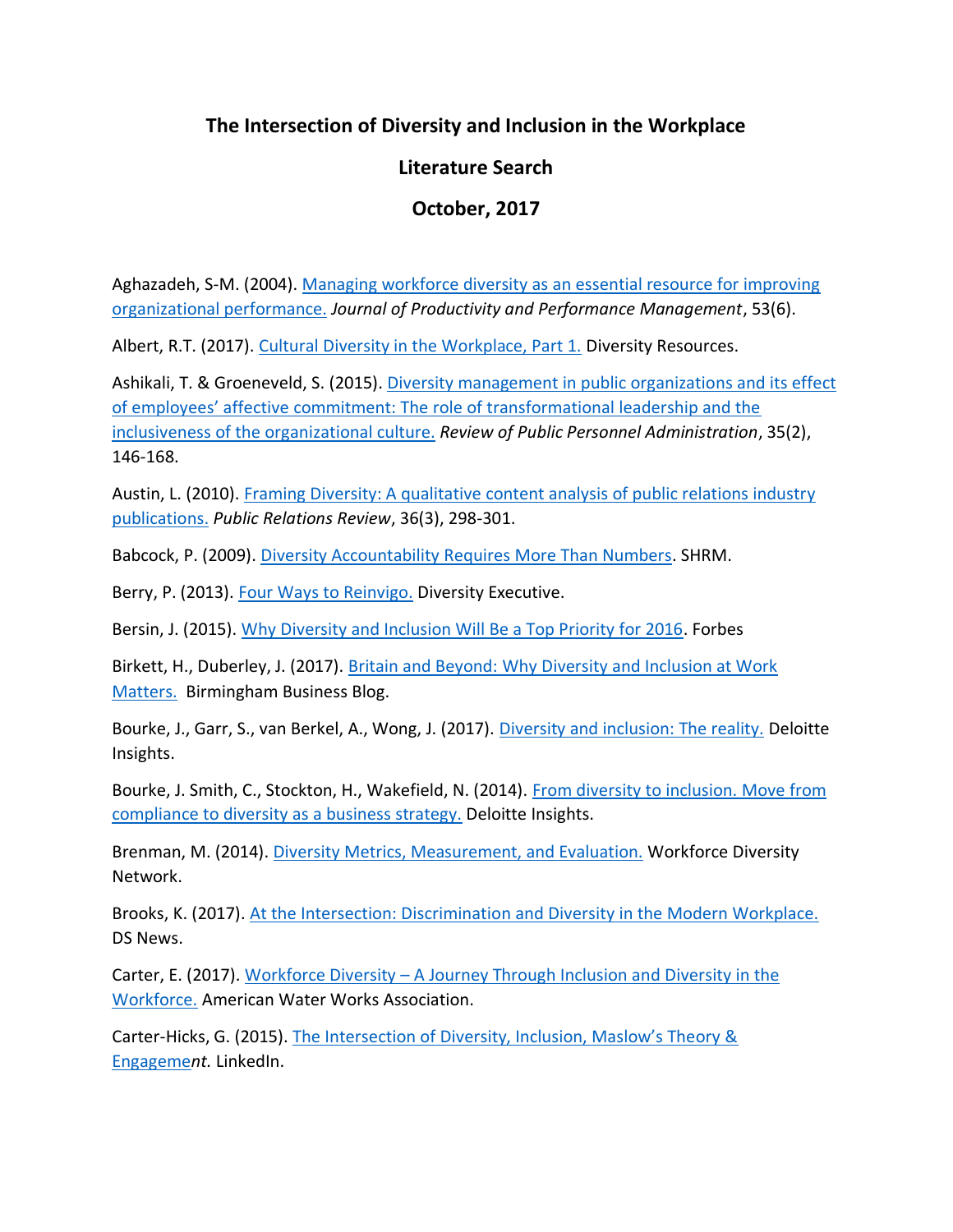# The Intersection of Diversity and Inclusion in the Workplace

## Literature Search

## October, 2017

Aghazadeh, S-M. (2004). Managing workforce diversity as an essential resource for improving organizational performance. *Journal of Productivity and Performance Management*, 53(6).

Albert, R.T. (2017). Cultural Diversity in the Workplace, Part 1. Diversity Resources.

Ashikali, T. & Groeneveld, S. (2015). Diversity management in public organizations and its effect of employees' affective commitment: The role of transformational leadership and the inclusiveness of the organizational culture. *Review of Public Personnel Administration*, 35(2), 146-168.

Austin, L. (2010). Framing Diversity: A qualitative content analysis of public relations industry publications. *Public Relations Review*, 36(3), 298-301.

Babcock, P. (2009). Diversity Accountability Requires More Than Numbers. SHRM.

Berry, P. (2013). Four Ways to Reinvigo. Diversity Executive.

Bersin, J. (2015). Why Diversity and Inclusion Will Be a Top Priority for 2016. Forbes

Birkett, H., Duberley, J. (2017). Britain and Beyond: Why Diversity and Inclusion at Work Matters. Birmingham Business Blog.

Bourke, J., Garr, S., van Berkel, A., Wong, J. (2017). Diversity and inclusion: The reality. Deloitte Insights.

Bourke, J. Smith, C., Stockton, H., Wakefield, N. (2014). From diversity to inclusion. Move from compliance to diversity as a business strategy. Deloitte Insights.

Brenman, M. (2014). Diversity Metrics, Measurement, and Evaluation. Workforce Diversity Network.

Brooks, K. (2017). At the Intersection: Discrimination and Diversity in the Modern Workplace. DS News.

Carter, E. (2017). Workforce Diversity – A Journey Through Inclusion and Diversity in the Workforce. American Water Works Association.

Carter-Hicks, G. (2015). The Intersection of Diversity, Inclusion, Maslow's Theory & Engageme*nt.* LinkedIn.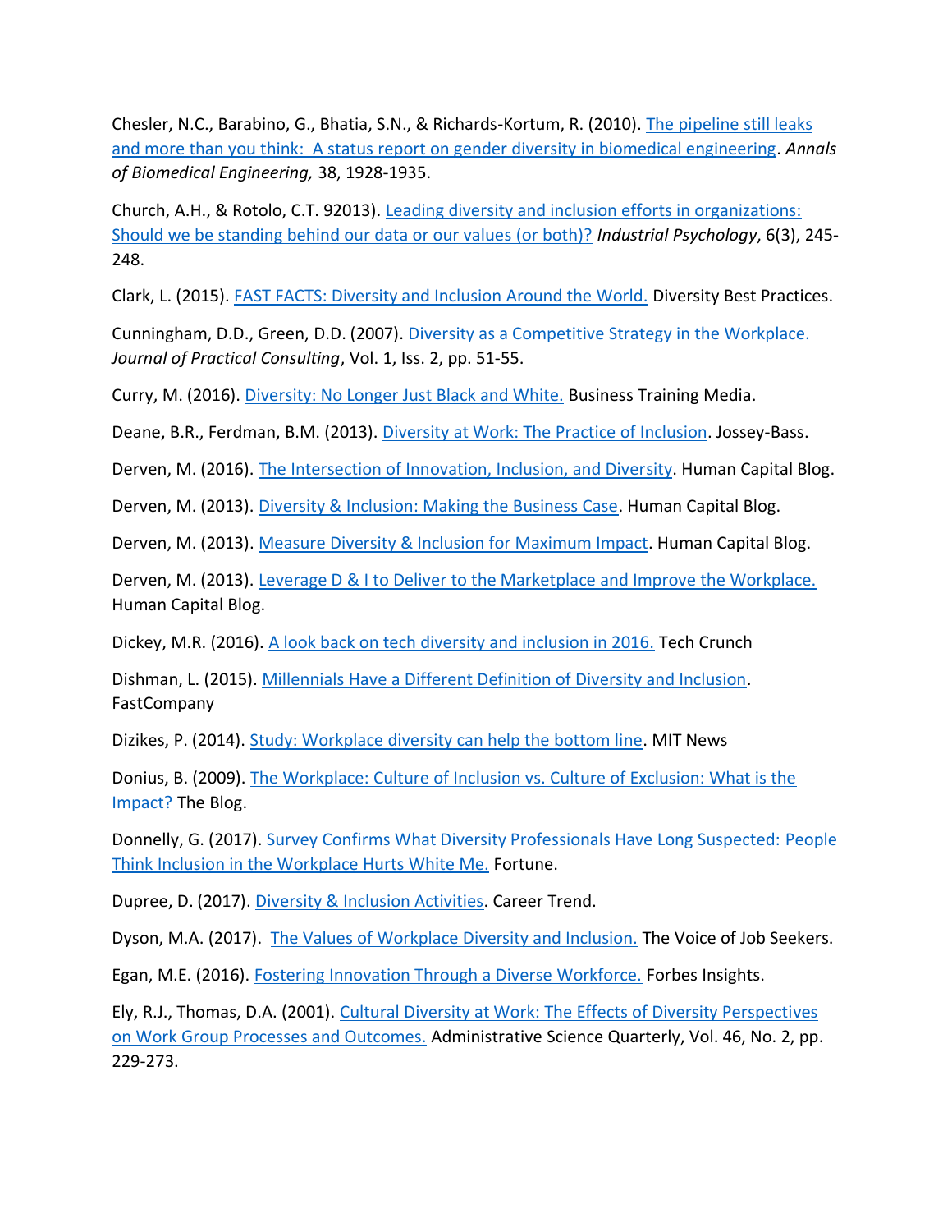Chesler, N.C., Barabino, G., Bhatia, S.N., & Richards-Kortum, R. (2010). [The pipeline still leaks and more than you think: A status report on gender diversity in biomedical engineering](). *Annals of Biomedical Engineering,* 38, 1928-1935.

Church, A.H., & Rotolo, C.T. 92013). [Leading diversity and inclusion efforts in organizations: Should we be standing behind our data or our values (or both)?]() *Industrial Psychology*, 6(3), 245-248.

Clark, L. (2015). [FAST FACTS: Diversity and Inclusion Around the World.]() Diversity Best Practices.

Cunningham, D.D., Green, D.D. (2007). [Diversity as a Competitive Strategy in the Workplace.]() *Journal of Practical Consulting*, Vol. 1, Iss. 2, pp. 51-55.

Curry, M. (2016). [Diversity: No Longer Just Black and White.]() Business Training Media.

Deane, B.R., Ferdman, B.M. (2013). [Diversity at Work: The Practice of Inclusion](). Jossey-Bass.

Derven, M. (2016). [The Intersection of Innovation, Inclusion, and Diversity](). Human Capital Blog.

Derven, M. (2013). [Diversity & Inclusion: Making the Business Case](). Human Capital Blog.

Derven, M. (2013). [Measure Diversity & Inclusion for Maximum Impact](). Human Capital Blog.

Derven, M. (2013). [Leverage D & I to Deliver to the Marketplace and Improve the Workplace.]() Human Capital Blog.

Dickey, M.R. (2016). [A look back on tech diversity and inclusion in 2016.]() Tech Crunch

Dishman, L. (2015). [Millennials Have a Different Definition of Diversity and Inclusion](). FastCompany

Dizikes, P. (2014). [Study: Workplace diversity can help the bottom line](). MIT News

Donius, B. (2009). [The Workplace: Culture of Inclusion vs. Culture of Exclusion: What is the Impact?]() The Blog.

Donnelly, G. (2017). [Survey Confirms What Diversity Professionals Have Long Suspected: People Think Inclusion in the Workplace Hurts White Me.]() Fortune.

Dupree, D. (2017). [Diversity & Inclusion Activities](). Career Trend.

Dyson, M.A. (2017). [The Values of Workplace Diversity and Inclusion.]() The Voice of Job Seekers.

Egan, M.E. (2016). [Fostering Innovation Through a Diverse Workforce.]() Forbes Insights.

Ely, R.J., Thomas, D.A. (2001). [Cultural Diversity at Work: The Effects of Diversity Perspectives on Work Group Processes and Outcomes.]() Administrative Science Quarterly, Vol. 46, No. 2, pp. 229-273.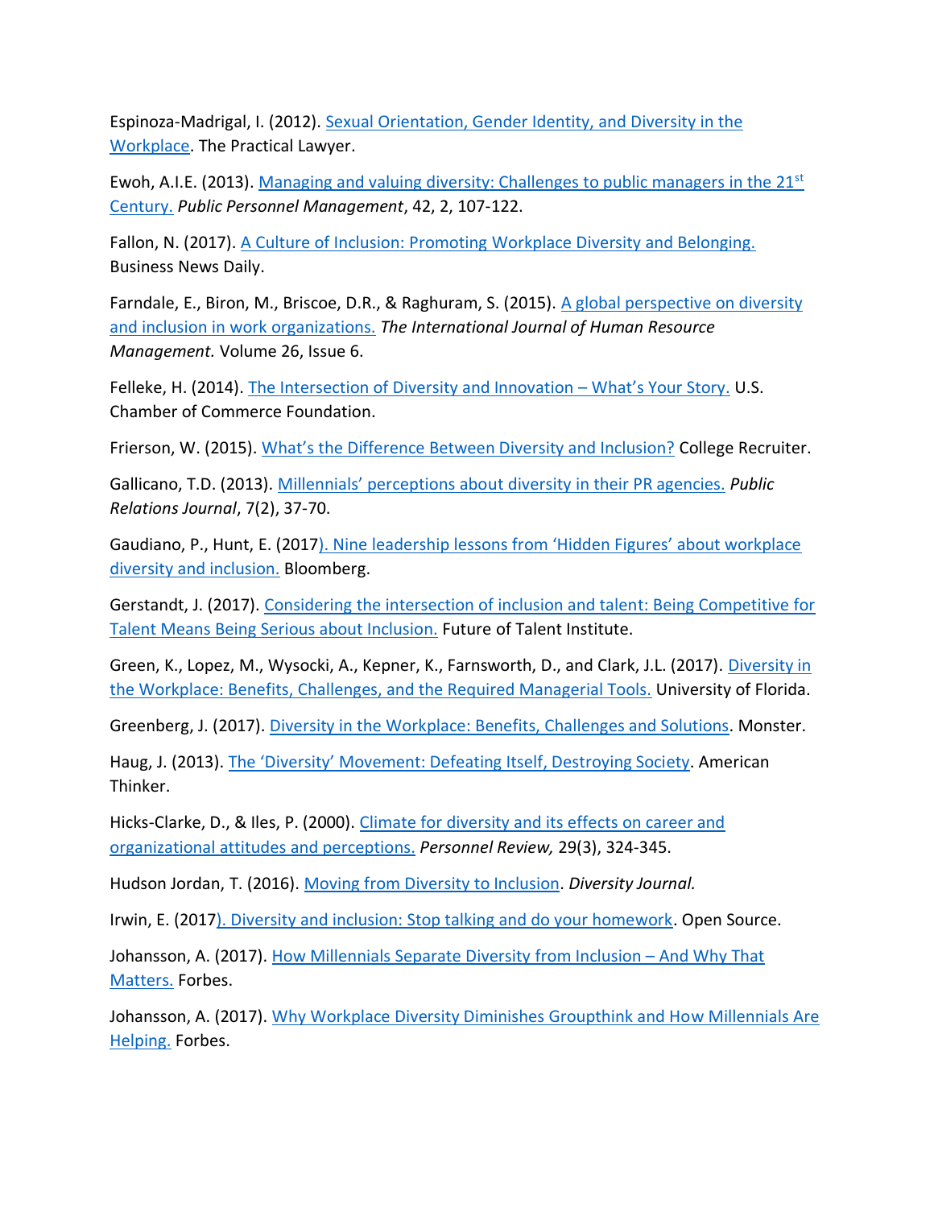Espinoza-Madrigal, I. (2012). Sexual Orientation, Gender Identity, and Diversity in the Workplace. The Practical Lawyer.

Ewoh, A.I.E. (2013). Managing and valuing diversity: Challenges to public managers in the 21st Century. *Public Personnel Management*, 42, 2, 107-122.

Fallon, N. (2017). A Culture of Inclusion: Promoting Workplace Diversity and Belonging. Business News Daily.

Farndale, E., Biron, M., Briscoe, D.R., & Raghuram, S. (2015). A global perspective on diversity and inclusion in work organizations. *The International Journal of Human Resource Management.* Volume 26, Issue 6.

Felleke, H. (2014). The Intersection of Diversity and Innovation – What's Your Story. U.S. Chamber of Commerce Foundation.

Frierson, W. (2015). What's the Difference Between Diversity and Inclusion? College Recruiter.

Gallicano, T.D. (2013). Millennials' perceptions about diversity in their PR agencies. *Public Relations Journal*, 7(2), 37-70.

Gaudiano, P., Hunt, E. (2017). Nine leadership lessons from 'Hidden Figures' about workplace diversity and inclusion. Bloomberg.

Gerstandt, J. (2017). Considering the intersection of inclusion and talent: Being Competitive for Talent Means Being Serious about Inclusion. Future of Talent Institute.

Green, K., Lopez, M., Wysocki, A., Kepner, K., Farnsworth, D., and Clark, J.L. (2017). Diversity in the Workplace: Benefits, Challenges, and the Required Managerial Tools. University of Florida.

Greenberg, J. (2017). Diversity in the Workplace: Benefits, Challenges and Solutions. Monster.

Haug, J. (2013). The 'Diversity' Movement: Defeating Itself, Destroying Society. American Thinker.

Hicks-Clarke, D., & Iles, P. (2000). Climate for diversity and its effects on career and organizational attitudes and perceptions. *Personnel Review,* 29(3), 324-345.

Hudson Jordan, T. (2016). Moving from Diversity to Inclusion. *Diversity Journal.*

Irwin, E. (2017). Diversity and inclusion: Stop talking and do your homework. Open Source.

Johansson, A. (2017). How Millennials Separate Diversity from Inclusion – And Why That Matters. Forbes.

Johansson, A. (2017). Why Workplace Diversity Diminishes Groupthink and How Millennials Are Helping. Forbes.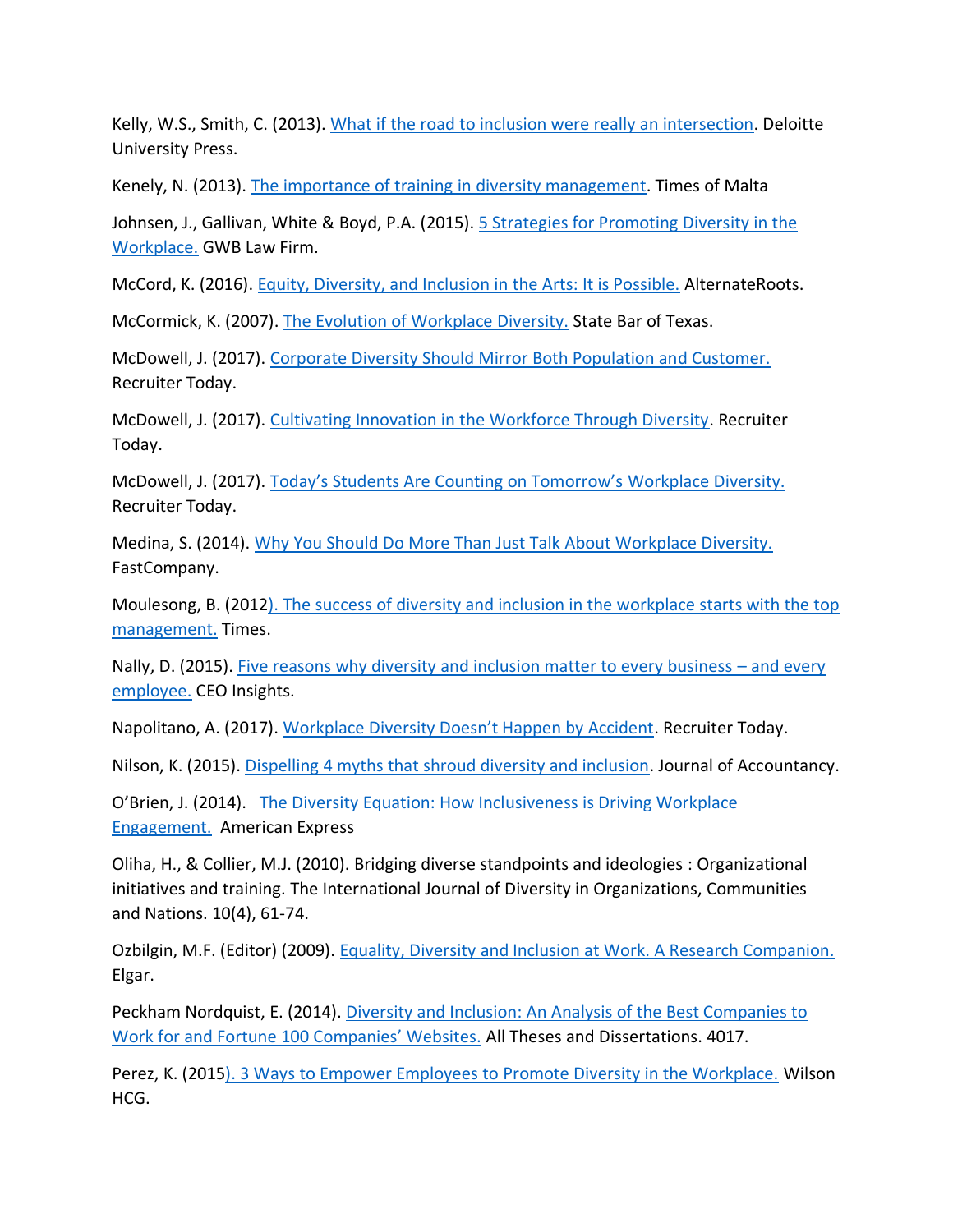Kelly, W.S., Smith, C. (2013). What if the road to inclusion were really an intersection. Deloitte University Press.

Kenely, N. (2013). The importance of training in diversity management. Times of Malta

Johnsen, J., Gallivan, White & Boyd, P.A. (2015). 5 Strategies for Promoting Diversity in the Workplace. GWB Law Firm.

McCord, K. (2016). Equity, Diversity, and Inclusion in the Arts: It is Possible. AlternateRoots.

McCormick, K. (2007). The Evolution of Workplace Diversity. State Bar of Texas.

McDowell, J. (2017). Corporate Diversity Should Mirror Both Population and Customer. Recruiter Today.

McDowell, J. (2017). Cultivating Innovation in the Workforce Through Diversity. Recruiter Today.

McDowell, J. (2017). Today's Students Are Counting on Tomorrow's Workplace Diversity. Recruiter Today.

Medina, S. (2014). Why You Should Do More Than Just Talk About Workplace Diversity. FastCompany.

Moulesong, B. (2012). The success of diversity and inclusion in the workplace starts with the top management. Times.

Nally, D. (2015). Five reasons why diversity and inclusion matter to every business – and every employee. CEO Insights.

Napolitano, A. (2017). Workplace Diversity Doesn't Happen by Accident. Recruiter Today.

Nilson, K. (2015). Dispelling 4 myths that shroud diversity and inclusion. Journal of Accountancy.

O'Brien, J. (2014). The Diversity Equation: How Inclusiveness is Driving Workplace Engagement. American Express

Oliha, H., & Collier, M.J. (2010). Bridging diverse standpoints and ideologies : Organizational initiatives and training. The International Journal of Diversity in Organizations, Communities and Nations. 10(4), 61-74.

Ozbilgin, M.F. (Editor) (2009). Equality, Diversity and Inclusion at Work. A Research Companion. Elgar.

Peckham Nordquist, E. (2014). Diversity and Inclusion: An Analysis of the Best Companies to Work for and Fortune 100 Companies' Websites. All Theses and Dissertations. 4017.

Perez, K. (2015). 3 Ways to Empower Employees to Promote Diversity in the Workplace. Wilson HCG.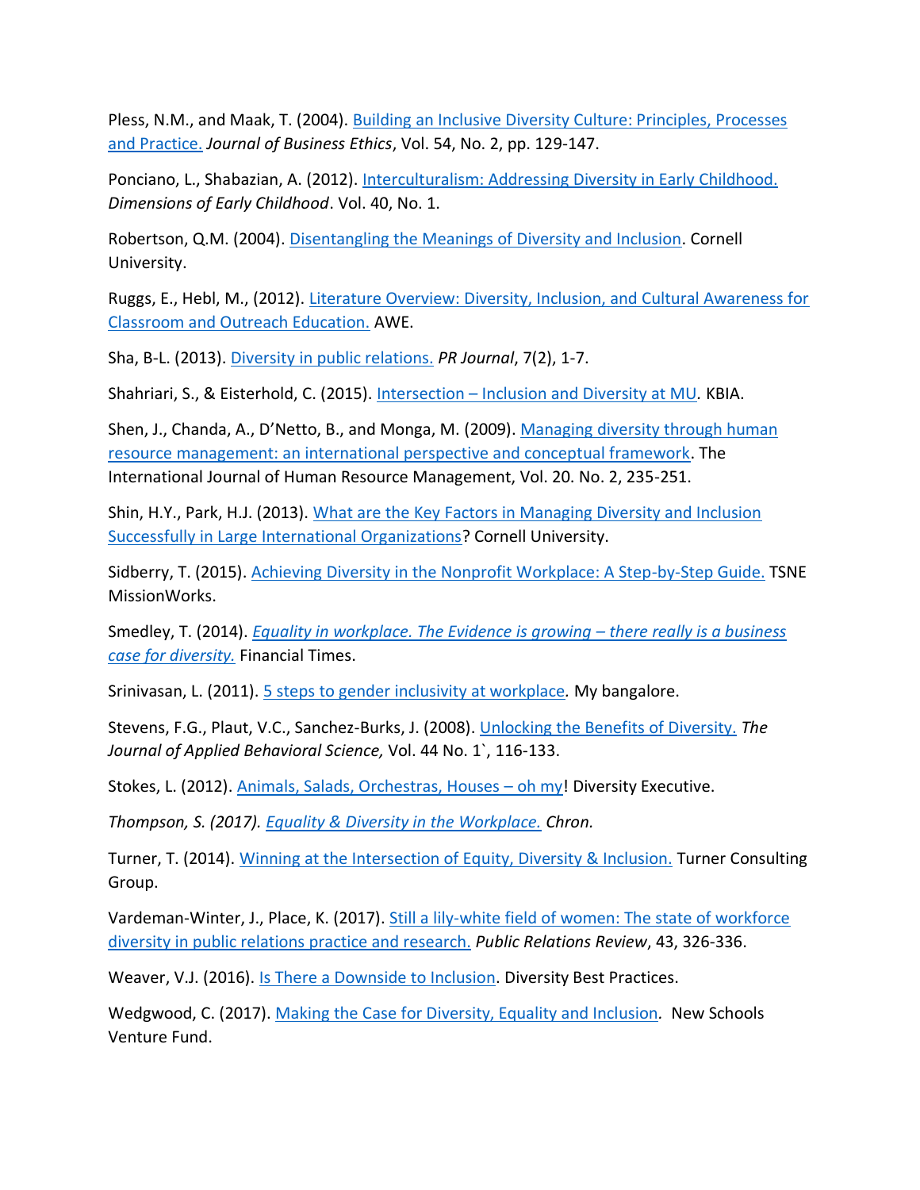Pless, N.M., and Maak, T. (2004). Building an Inclusive Diversity Culture: Principles, Processes and Practice. *Journal of Business Ethics*, Vol. 54, No. 2, pp. 129-147.

Ponciano, L., Shabazian, A. (2012). Interculturalism: Addressing Diversity in Early Childhood. *Dimensions of Early Childhood*. Vol. 40, No. 1.

Robertson, Q.M. (2004). Disentangling the Meanings of Diversity and Inclusion. Cornell University.

Ruggs, E., Hebl, M., (2012). Literature Overview: Diversity, Inclusion, and Cultural Awareness for Classroom and Outreach Education. AWE.

Sha, B-L. (2013). Diversity in public relations. *PR Journal*, 7(2), 1-7.

Shahriari, S., & Eisterhold, C. (2015). Intersection – Inclusion and Diversity at MU*.* KBIA.

Shen, J., Chanda, A., D'Netto, B., and Monga, M. (2009). Managing diversity through human resource management: an international perspective and conceptual framework. The International Journal of Human Resource Management, Vol. 20. No. 2, 235-251.

Shin, H.Y., Park, H.J. (2013). What are the Key Factors in Managing Diversity and Inclusion Successfully in Large International Organizations? Cornell University.

Sidberry, T. (2015). Achieving Diversity in the Nonprofit Workplace: A Step-by-Step Guide. TSNE MissionWorks.

Smedley, T. (2014). *Equality in workplace. The Evidence is growing – there really is a business case for diversity.* Financial Times.

Srinivasan, L. (2011). 5 steps to gender inclusivity at workplace*.* My bangalore.

Stevens, F.G., Plaut, V.C., Sanchez-Burks, J. (2008). Unlocking the Benefits of Diversity. *The Journal of Applied Behavioral Science,* Vol. 44 No. 1`, 116-133.

Stokes, L. (2012). Animals, Salads, Orchestras, Houses – oh my! Diversity Executive.

*Thompson, S. (2017). Equality & Diversity in the Workplace. Chron.*

Turner, T. (2014). Winning at the Intersection of Equity, Diversity & Inclusion. Turner Consulting Group.

Vardeman-Winter, J., Place, K. (2017). Still a lily-white field of women: The state of workforce diversity in public relations practice and research. *Public Relations Review*, 43, 326-336.

Weaver, V.J. (2016). Is There a Downside to Inclusion. Diversity Best Practices.

Wedgwood, C. (2017). Making the Case for Diversity, Equality and Inclusion. New Schools Venture Fund.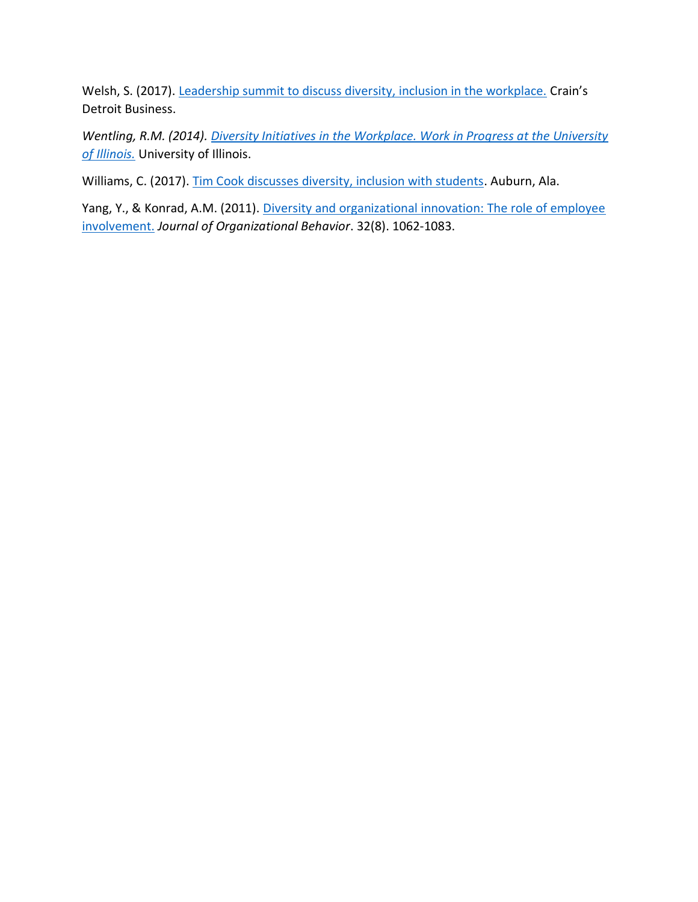Welsh, S. (2017). Leadership summit to discuss diversity, inclusion in the workplace. Crain's Detroit Business.

*Wentling, R.M. (2014). Diversity Initiatives in the Workplace. Work in Progress at the University of Illinois.* University of Illinois.

Williams, C. (2017). Tim Cook discusses diversity, inclusion with students. Auburn, Ala.

Yang, Y., & Konrad, A.M. (2011). Diversity and organizational innovation: The role of employee involvement. *Journal of Organizational Behavior*. 32(8). 1062-1083.